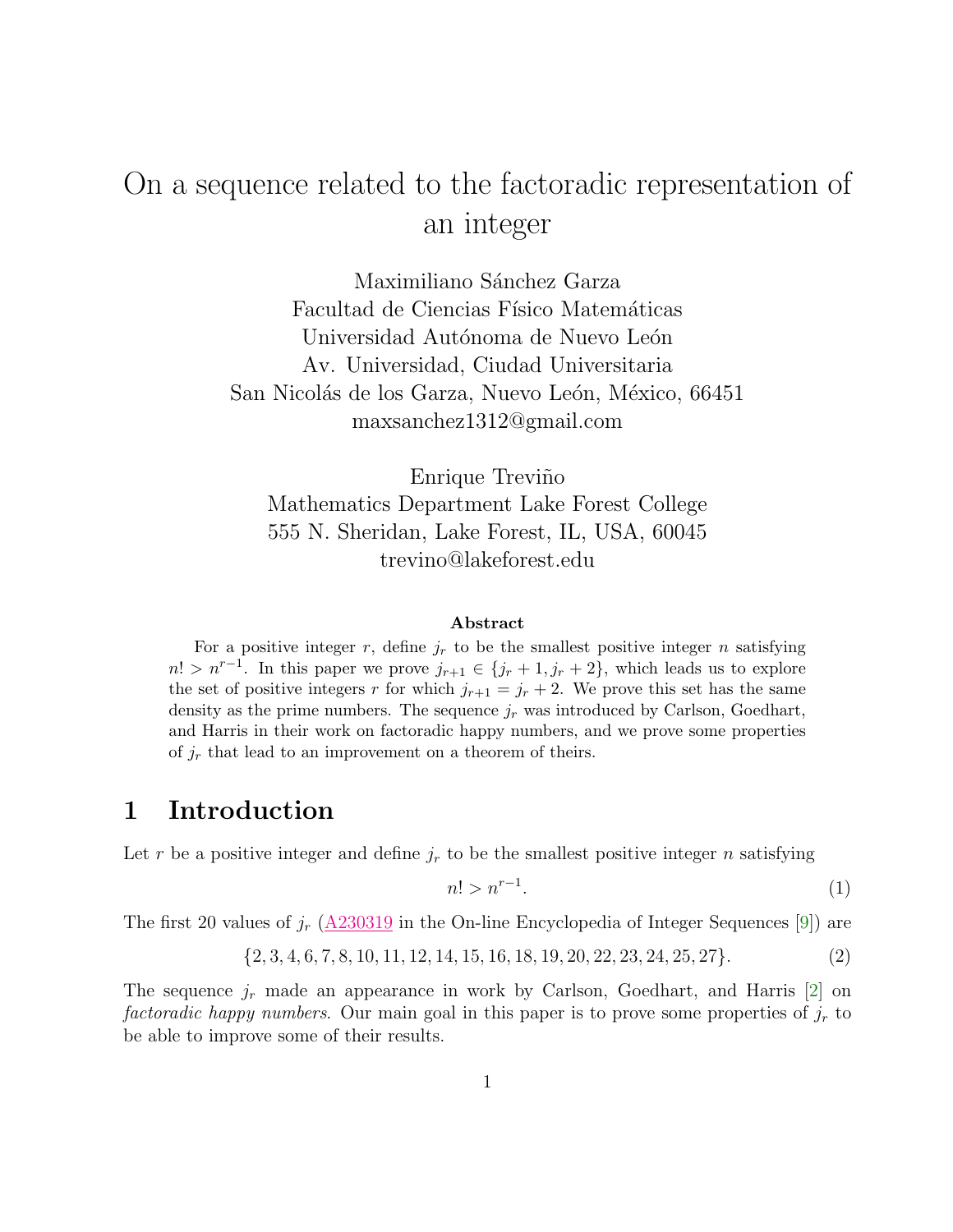# On a sequence related to the factoradic representation of an integer

Maximiliano Sánchez Garza
Facultad de Ciencias Físico Matemáticas
Universidad Autónoma de Nuevo León
Av. Universidad, Ciudad Universitaria
San Nicolás de los Garza, Nuevo León, México, 66451
maxsanchez1312@gmail.com

Enrique Treviño
Mathematics Department Lake Forest College
555 N. Sheridan, Lake Forest, IL, USA, 60045
trevino@lakeforest.edu

### Abstract

For a positive integer $r$, define $j_r$ to be the smallest positive integer $n$ satisfying $n! > n^{r-1}$. In this paper we prove $j_{r+1} \in \{j_r + 1, j_r + 2\}$, which leads us to explore the set of positive integers $r$ for which $j_{r+1} = j_r + 2$. We prove this set has the same density as the prime numbers. The sequence $j_r$ was introduced by Carlson, Goedhart, and Harris in their work on factoradic happy numbers, and we prove some properties of $j_r$ that lead to an improvement on a theorem of theirs.

## 1 Introduction

Let $r$ be a positive integer and define $j_r$ to be the smallest positive integer $n$ satisfying

$$n! > n^{r-1}. \tag{1}$$

The first 20 values of $j_r$ (A230319 in the On-line Encyclopedia of Integer Sequences [9]) are

$$\{2, 3, 4, 6, 7, 8, 10, 11, 12, 14, 15, 16, 18, 19, 20, 22, 23, 24, 25, 27\}. \tag{2}$$

The sequence $j_r$ made an appearance in work by Carlson, Goedhart, and Harris [2] on *factoradic happy numbers*. Our main goal in this paper is to prove some properties of $j_r$ to be able to improve some of their results.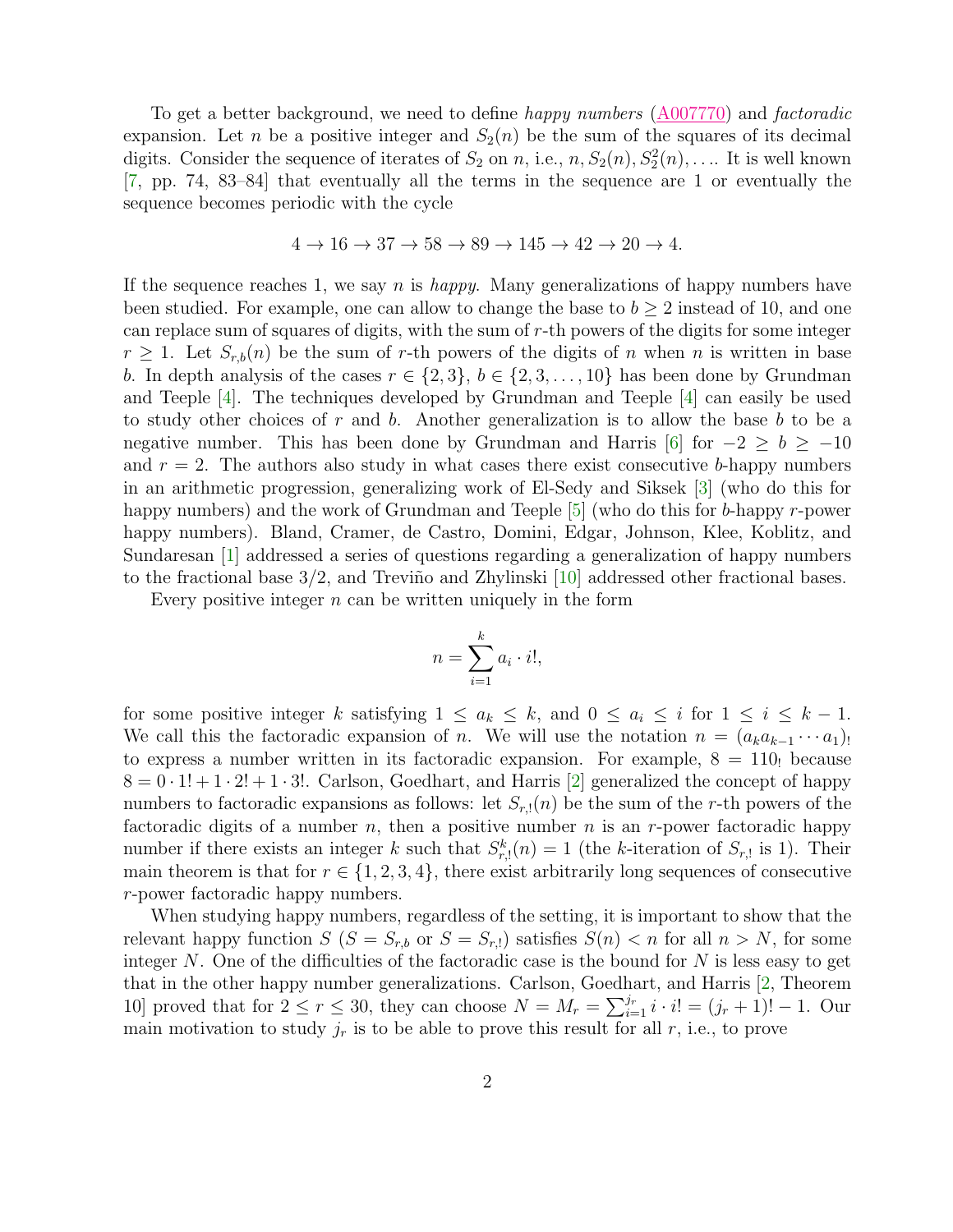To get a better background, we need to define *happy numbers* (A007770) and *factoradic* expansion. Let $n$ be a positive integer and $S_2(n)$ be the sum of the squares of its decimal digits. Consider the sequence of iterates of $S_2$ on $n$, i.e., $n, S_2(n), S_2^2(n), \ldots$. It is well known [7, pp. 74, 83–84] that eventually all the terms in the sequence are 1 or eventually the sequence becomes periodic with the cycle

$$4 \to 16 \to 37 \to 58 \to 89 \to 145 \to 42 \to 20 \to 4.$$

If the sequence reaches 1, we say $n$ is *happy*. Many generalizations of happy numbers have been studied. For example, one can allow to change the base to $b \geq 2$ instead of 10, and one can replace sum of squares of digits, with the sum of $r$-th powers of the digits for some integer $r \geq 1$. Let $S_{r,b}(n)$ be the sum of $r$-th powers of the digits of $n$ when $n$ is written in base $b$. In depth analysis of the cases $r \in \{2, 3\}$, $b \in \{2, 3, \ldots, 10\}$ has been done by Grundman and Teeple [4]. The techniques developed by Grundman and Teeple [4] can easily be used to study other choices of $r$ and $b$. Another generalization is to allow the base $b$ to be a negative number. This has been done by Grundman and Harris [6] for $-2 \geq b \geq -10$ and $r = 2$. The authors also study in what cases there exist consecutive $b$-happy numbers in an arithmetic progression, generalizing work of El-Sedy and Siksek [3] (who do this for happy numbers) and the work of Grundman and Teeple [5] (who do this for $b$-happy $r$-power happy numbers). Bland, Cramer, de Castro, Domini, Edgar, Johnson, Klee, Koblitz, and Sundaresan [1] addressed a series of questions regarding a generalization of happy numbers to the fractional base $3/2$, and Treviño and Zhylinski [10] addressed other fractional bases.

Every positive integer $n$ can be written uniquely in the form

$$n = \sum_{i=1}^{k} a_i \cdot i!,$$

for some positive integer $k$ satisfying $1 \leq a_k \leq k$, and $0 \leq a_i \leq i$ for $1 \leq i \leq k-1$. We call this the factoradic expansion of $n$. We will use the notation $n = (a_k a_{k-1} \cdots a_1)_!$ to express a number written in its factoradic expansion. For example, $8 = 110_!$ because $8 = 0 \cdot 1! + 1 \cdot 2! + 1 \cdot 3!$. Carlson, Goedhart, and Harris [2] generalized the concept of happy numbers to factoradic expansions as follows: let $S_{r,!}(n)$ be the sum of the $r$-th powers of the factoradic digits of a number $n$, then a positive number $n$ is an $r$-power factoradic happy number if there exists an integer $k$ such that $S_{r,!}^k(n) = 1$ (the $k$-iteration of $S_{r,!}$ is 1). Their main theorem is that for $r \in \{1, 2, 3, 4\}$, there exist arbitrarily long sequences of consecutive $r$-power factoradic happy numbers.

When studying happy numbers, regardless of the setting, it is important to show that the relevant happy function $S$ ($S = S_{r,b}$ or $S = S_{r,!}$) satisfies $S(n) < n$ for all $n > N$, for some integer $N$. One of the difficulties of the factoradic case is the bound for $N$ is less easy to get that in the other happy number generalizations. Carlson, Goedhart, and Harris [2, Theorem 10] proved that for $2 \leq r \leq 30$, they can choose $N = M_r = \sum_{i=1}^{j_r} i \cdot i! = (j_r + 1)! - 1$. Our main motivation to study $j_r$ is to be able to prove this result for all $r$, i.e., to prove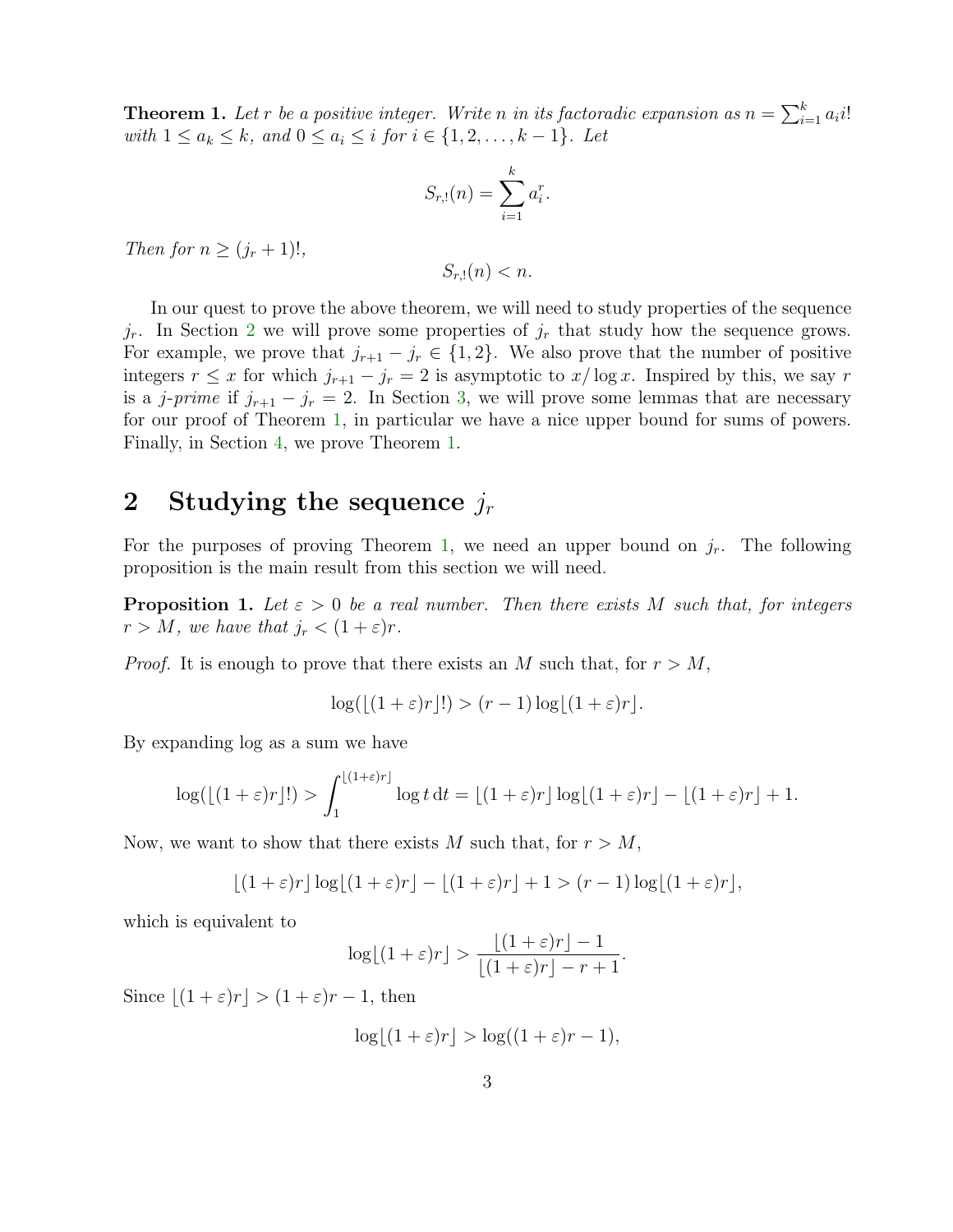**Theorem 1.** *Let $r$ be a positive integer. Write $n$ in its factoradic expansion as $n = \sum_{i=1}^{k} a_i i!$ with $1 \leq a_k \leq k$, and $0 \leq a_i \leq i$ for $i \in \{1, 2, \ldots, k-1\}$. Let*

$$S_{r,!}(n) = \sum_{i=1}^{k} a_i^r.$$

*Then for $n \geq (j_r + 1)!$,*

$$S_{r,!}(n) < n.$$

In our quest to prove the above theorem, we will need to study properties of the sequence $j_r$. In Section 2 we will prove some properties of $j_r$ that study how the sequence grows. For example, we prove that $j_{r+1} - j_r \in \{1, 2\}$. We also prove that the number of positive integers $r \leq x$ for which $j_{r+1} - j_r = 2$ is asymptotic to $x/\log x$. Inspired by this, we say $r$ is a *j-prime* if $j_{r+1} - j_r = 2$. In Section 3, we will prove some lemmas that are necessary for our proof of Theorem 1, in particular we have a nice upper bound for sums of powers. Finally, in Section 4, we prove Theorem 1.

## 2 Studying the sequence $j_r$

For the purposes of proving Theorem 1, we need an upper bound on $j_r$. The following proposition is the main result from this section we will need.

**Proposition 1.** *Let $\varepsilon > 0$ be a real number. Then there exists $M$ such that, for integers $r > M$, we have that $j_r < (1+\varepsilon)r$.*

*Proof.* It is enough to prove that there exists an $M$ such that, for $r > M$,

$$\log(\lfloor(1+\varepsilon)r\rfloor!) > (r-1)\log\lfloor(1+\varepsilon)r\rfloor.$$

By expanding log as a sum we have

$$\log(\lfloor(1+\varepsilon)r\rfloor!) > \int_1^{\lfloor(1+\varepsilon)r\rfloor} \log t \, \mathrm{d}t = \lfloor(1+\varepsilon)r\rfloor \log\lfloor(1+\varepsilon)r\rfloor - \lfloor(1+\varepsilon)r\rfloor + 1.$$

Now, we want to show that there exists $M$ such that, for $r > M$,

$$\lfloor(1+\varepsilon)r\rfloor \log\lfloor(1+\varepsilon)r\rfloor - \lfloor(1+\varepsilon)r\rfloor + 1 > (r-1)\log\lfloor(1+\varepsilon)r\rfloor,$$

which is equivalent to

$$\log\lfloor(1+\varepsilon)r\rfloor > \frac{\lfloor(1+\varepsilon)r\rfloor - 1}{\lfloor(1+\varepsilon)r\rfloor - r + 1}.$$

Since $\lfloor(1+\varepsilon)r\rfloor > (1+\varepsilon)r - 1$, then

$$\log\lfloor(1+\varepsilon)r\rfloor > \log((1+\varepsilon)r - 1),$$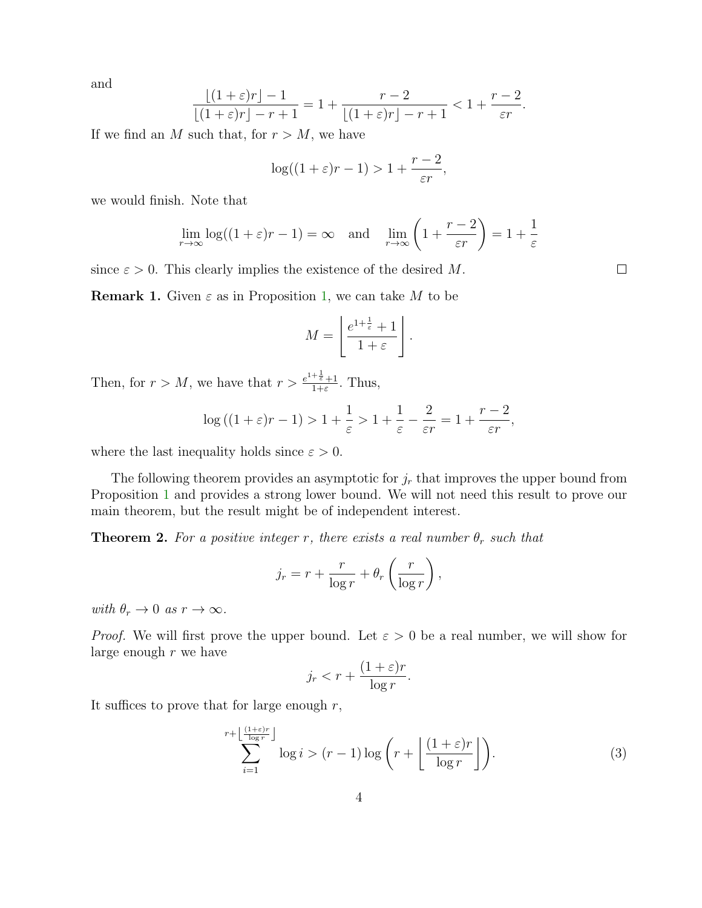and

$$\frac{\lfloor (1+\varepsilon)r \rfloor - 1}{\lfloor (1+\varepsilon)r \rfloor - r + 1} = 1 + \frac{r-2}{\lfloor (1+\varepsilon)r \rfloor - r + 1} < 1 + \frac{r-2}{\varepsilon r}.$$

If we find an $M$ such that, for $r > M$, we have

$$\log((1+\varepsilon)r - 1) > 1 + \frac{r-2}{\varepsilon r},$$

we would finish. Note that

$$\lim_{r\to\infty} \log((1+\varepsilon)r - 1) = \infty \quad \text{and} \quad \lim_{r\to\infty}\left(1 + \frac{r-2}{\varepsilon r}\right) = 1 + \frac{1}{\varepsilon}$$

since $\varepsilon > 0$. This clearly implies the existence of the desired $M$. $\square$

**Remark 1.** Given $\varepsilon$ as in Proposition 1, we can take $M$ to be

$$M = \left\lfloor \frac{e^{1+\frac{1}{\varepsilon}} + 1}{1+\varepsilon} \right\rfloor.$$

Then, for $r > M$, we have that $r > \frac{e^{1+\frac{1}{\varepsilon}}+1}{1+\varepsilon}$. Thus,

$$\log\left((1+\varepsilon)r - 1\right) > 1 + \frac{1}{\varepsilon} > 1 + \frac{1}{\varepsilon} - \frac{2}{\varepsilon r} = 1 + \frac{r-2}{\varepsilon r},$$

where the last inequality holds since $\varepsilon > 0$.

The following theorem provides an asymptotic for $j_r$ that improves the upper bound from Proposition 1 and provides a strong lower bound. We will not need this result to prove our main theorem, but the result might be of independent interest.

**Theorem 2.** *For a positive integer $r$, there exists a real number $\theta_r$ such that*

$$j_r = r + \frac{r}{\log r} + \theta_r\left(\frac{r}{\log r}\right),$$

*with $\theta_r \to 0$ as $r \to \infty$.*

*Proof.* We will first prove the upper bound. Let $\varepsilon > 0$ be a real number, we will show for large enough $r$ we have

$$j_r < r + \frac{(1+\varepsilon)r}{\log r}.$$

It suffices to prove that for large enough $r$,

$$\sum_{i=1}^{r+\left\lfloor \frac{(1+\varepsilon)r}{\log r}\right\rfloor} \log i > (r-1)\log\left(r + \left\lfloor \frac{(1+\varepsilon)r}{\log r}\right\rfloor\right). \tag{3}$$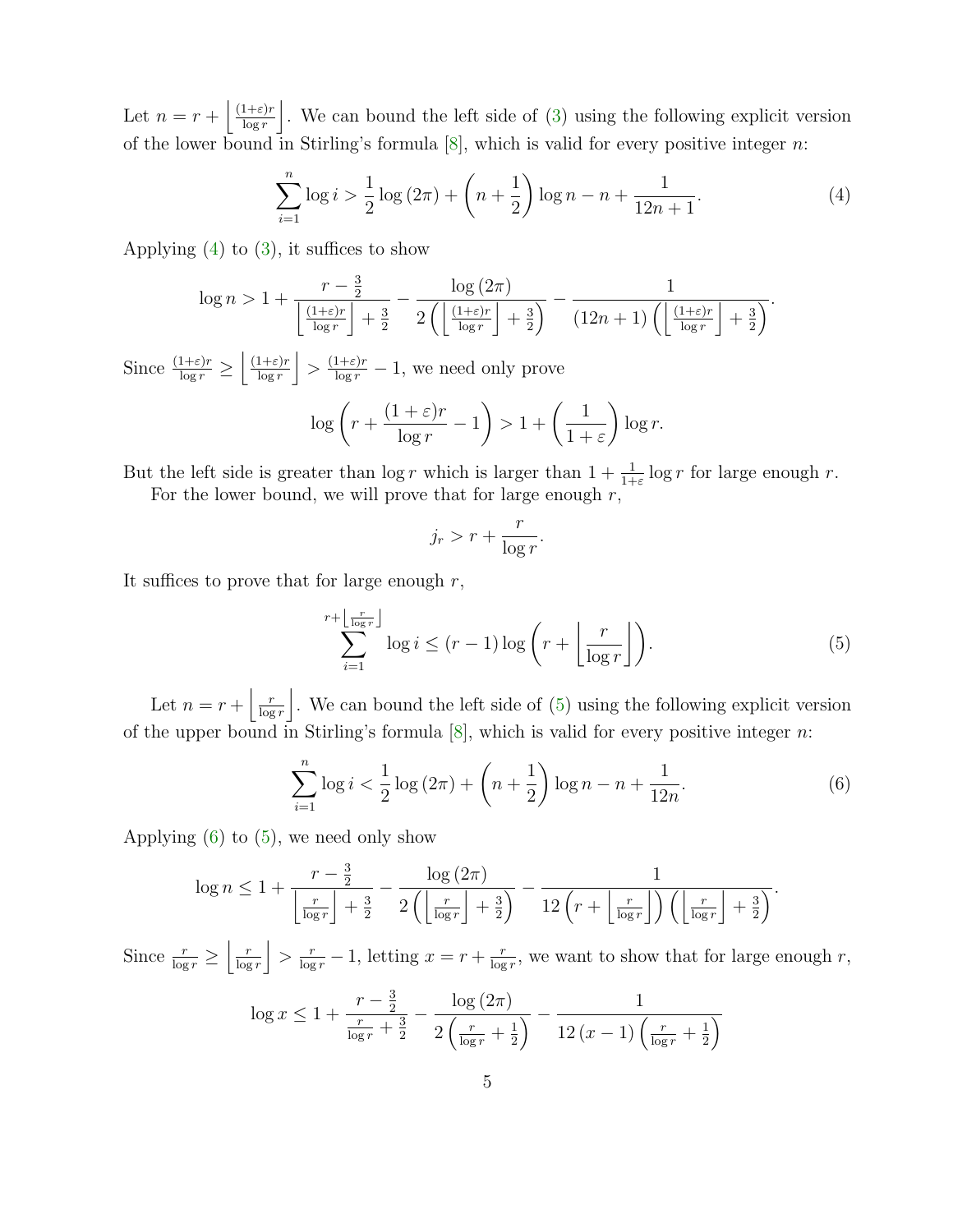Let $n = r + \left\lfloor \frac{(1+\varepsilon)r}{\log r} \right\rfloor$. We can bound the left side of (3) using the following explicit version of the lower bound in Stirling's formula [8], which is valid for every positive integer $n$:

$$\sum_{i=1}^{n} \log i > \frac{1}{2}\log(2\pi) + \left(n + \frac{1}{2}\right)\log n - n + \frac{1}{12n+1}. \tag{4}$$

Applying (4) to (3), it suffices to show

$$\log n > 1 + \frac{r - \frac{3}{2}}{\left\lfloor \frac{(1+\varepsilon)r}{\log r} \right\rfloor + \frac{3}{2}} - \frac{\log(2\pi)}{2\left(\left\lfloor \frac{(1+\varepsilon)r}{\log r} \right\rfloor + \frac{3}{2}\right)} - \frac{1}{(12n+1)\left(\left\lfloor \frac{(1+\varepsilon)r}{\log r} \right\rfloor + \frac{3}{2}\right)}.$$

Since $\frac{(1+\varepsilon)r}{\log r} \geq \left\lfloor \frac{(1+\varepsilon)r}{\log r} \right\rfloor > \frac{(1+\varepsilon)r}{\log r} - 1$, we need only prove

$$\log\left(r + \frac{(1+\varepsilon)r}{\log r} - 1\right) > 1 + \left(\frac{1}{1+\varepsilon}\right)\log r.$$

But the left side is greater than $\log r$ which is larger than $1 + \frac{1}{1+\varepsilon}\log r$ for large enough $r$.

For the lower bound, we will prove that for large enough $r$,

$$j_r > r + \frac{r}{\log r}.$$

It suffices to prove that for large enough $r$,

$$\sum_{i=1}^{r+\left\lfloor \frac{r}{\log r} \right\rfloor} \log i \leq (r-1)\log\left(r + \left\lfloor \frac{r}{\log r} \right\rfloor\right). \tag{5}$$

Let $n = r + \left\lfloor \frac{r}{\log r} \right\rfloor$. We can bound the left side of (5) using the following explicit version of the upper bound in Stirling's formula [8], which is valid for every positive integer $n$:

$$\sum_{i=1}^{n} \log i < \frac{1}{2}\log(2\pi) + \left(n + \frac{1}{2}\right)\log n - n + \frac{1}{12n}. \tag{6}$$

Applying (6) to (5), we need only show

$$\log n \leq 1 + \frac{r - \frac{3}{2}}{\left\lfloor \frac{r}{\log r} \right\rfloor + \frac{3}{2}} - \frac{\log(2\pi)}{2\left(\left\lfloor \frac{r}{\log r} \right\rfloor + \frac{3}{2}\right)} - \frac{1}{12\left(r + \left\lfloor \frac{r}{\log r} \right\rfloor\right)\left(\left\lfloor \frac{r}{\log r} \right\rfloor + \frac{3}{2}\right)}.$$

Since $\frac{r}{\log r} \geq \left\lfloor \frac{r}{\log r} \right\rfloor > \frac{r}{\log r} - 1$, letting $x = r + \frac{r}{\log r}$, we want to show that for large enough $r$,

$$\log x \leq 1 + \frac{r - \frac{3}{2}}{\frac{r}{\log r} + \frac{3}{2}} - \frac{\log(2\pi)}{2\left(\frac{r}{\log r} + \frac{1}{2}\right)} - \frac{1}{12(x-1)\left(\frac{r}{\log r} + \frac{1}{2}\right)}$$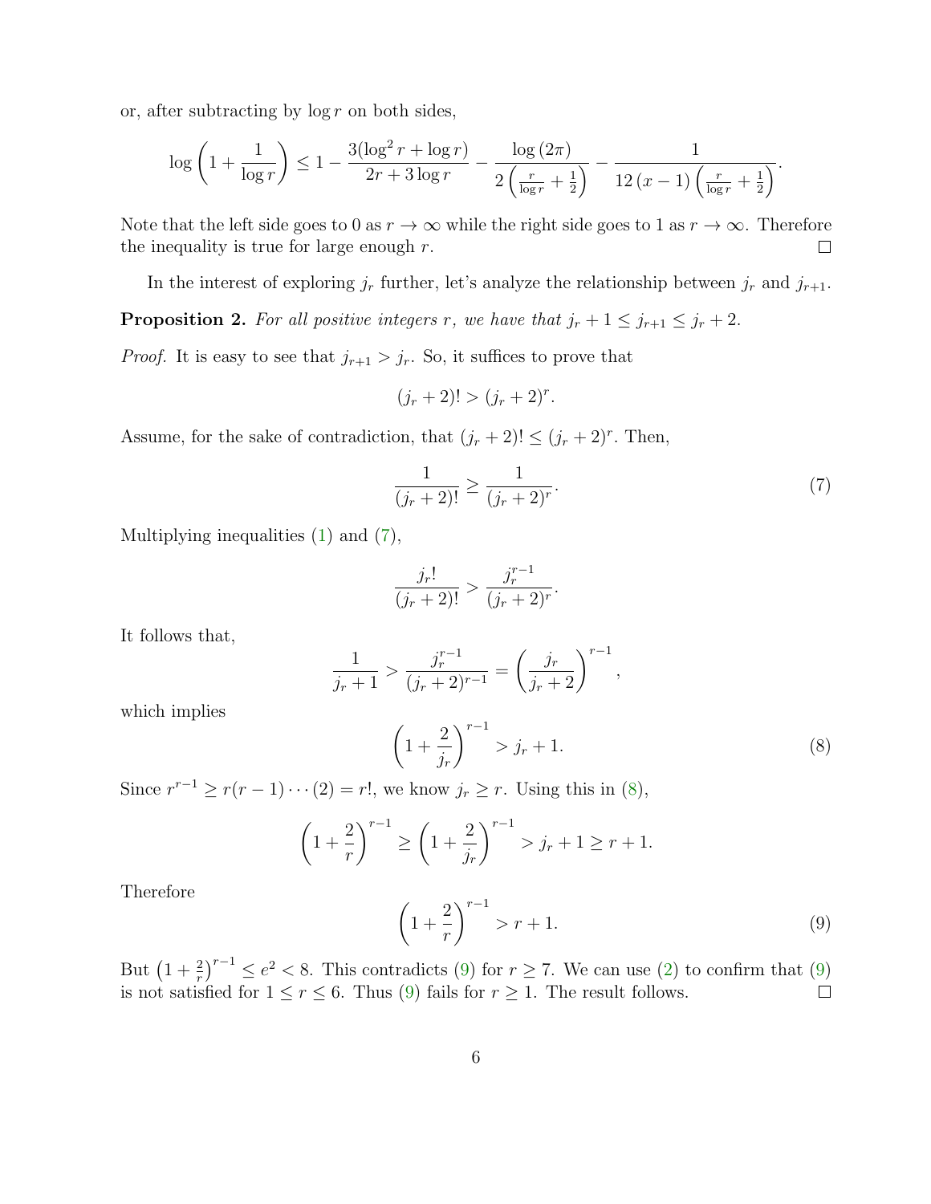or, after subtracting by $\log r$ on both sides,

$$\log\left(1+\frac{1}{\log r}\right) \leq 1 - \frac{3(\log^2 r + \log r)}{2r + 3\log r} - \frac{\log(2\pi)}{2\left(\frac{r}{\log r}+\frac{1}{2}\right)} - \frac{1}{12\,(x-1)\left(\frac{r}{\log r}+\frac{1}{2}\right)}.$$

Note that the left side goes to 0 as $r \to \infty$ while the right side goes to 1 as $r \to \infty$. Therefore the inequality is true for large enough $r$. $\square$

In the interest of exploring $j_r$ further, let's analyze the relationship between $j_r$ and $j_{r+1}$.

**Proposition 2.** *For all positive integers $r$, we have that $j_r + 1 \leq j_{r+1} \leq j_r + 2$.*

*Proof.* It is easy to see that $j_{r+1} > j_r$. So, it suffices to prove that

$$(j_r + 2)! > (j_r + 2)^r.$$

Assume, for the sake of contradiction, that $(j_r + 2)! \leq (j_r + 2)^r$. Then,

$$\frac{1}{(j_r+2)!} \geq \frac{1}{(j_r+2)^r}. \tag{7}$$

Multiplying inequalities (1) and (7),

$$\frac{j_r!}{(j_r+2)!} > \frac{j_r^{r-1}}{(j_r+2)^r}.$$

It follows that,

$$\frac{1}{j_r+1} > \frac{j_r^{r-1}}{(j_r+2)^{r-1}} = \left(\frac{j_r}{j_r+2}\right)^{r-1},$$

which implies

$$\left(1+\frac{2}{j_r}\right)^{r-1} > j_r + 1. \tag{8}$$

Since $r^{r-1} \geq r(r-1)\cdots(2) = r!$, we know $j_r \geq r$. Using this in (8),

$$\left(1+\frac{2}{r}\right)^{r-1} \geq \left(1+\frac{2}{j_r}\right)^{r-1} > j_r + 1 \geq r + 1.$$

Therefore

$$\left(1+\frac{2}{r}\right)^{r-1} > r + 1. \tag{9}$$

But $\left(1+\frac{2}{r}\right)^{r-1} \leq e^2 < 8$. This contradicts (9) for $r \geq 7$. We can use (2) to confirm that (9) is not satisfied for $1 \leq r \leq 6$. Thus (9) fails for $r \geq 1$. The result follows. $\square$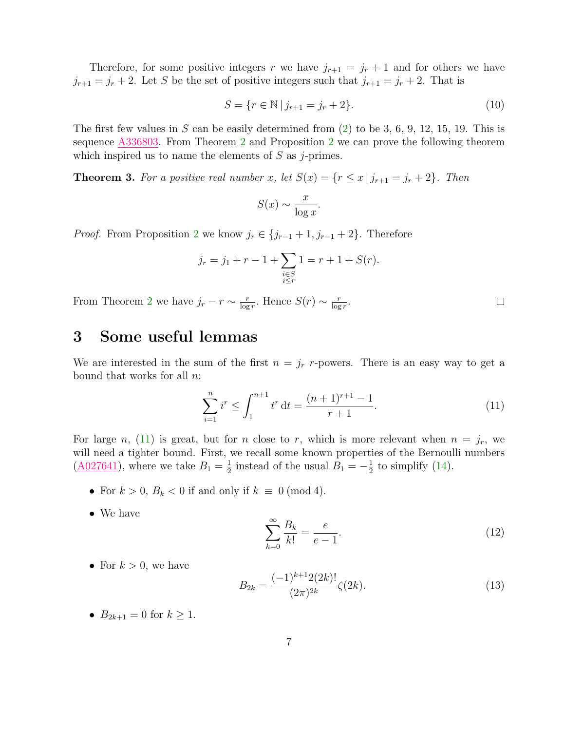Therefore, for some positive integers $r$ we have $j_{r+1} = j_r + 1$ and for others we have $j_{r+1} = j_r + 2$. Let $S$ be the set of positive integers such that $j_{r+1} = j_r + 2$. That is

$$S = \{r \in \mathbb{N} \,|\, j_{r+1} = j_r + 2\}. \tag{10}$$

The first few values in $S$ can be easily determined from (2) to be 3, 6, 9, 12, 15, 19. This is sequence A336803. From Theorem 2 and Proposition 2 we can prove the following theorem which inspired us to name the elements of $S$ as $j$-primes.

**Theorem 3.** *For a positive real number $x$, let $S(x) = \{r \le x \,|\, j_{r+1} = j_r + 2\}$. Then*

$$S(x) \sim \frac{x}{\log x}.$$

*Proof.* From Proposition 2 we know $j_r \in \{j_{r-1} + 1, j_{r-1} + 2\}$. Therefore

$$j_r = j_1 + r - 1 + \sum_{\substack{i \in S \\ i \le r}} 1 = r + 1 + S(r).$$

From Theorem 2 we have $j_r - r \sim \frac{r}{\log r}$. Hence $S(r) \sim \frac{r}{\log r}$. □

## 3 Some useful lemmas

We are interested in the sum of the first $n = j_r$ $r$-powers. There is an easy way to get a bound that works for all $n$:

$$\sum_{i=1}^{n} i^r \le \int_1^{n+1} t^r \,\mathrm{d}t = \frac{(n+1)^{r+1} - 1}{r+1}. \tag{11}$$

For large $n$, (11) is great, but for $n$ close to $r$, which is more relevant when $n = j_r$, we will need a tighter bound. First, we recall some known properties of the Bernoulli numbers (A027641), where we take $B_1 = \frac{1}{2}$ instead of the usual $B_1 = -\frac{1}{2}$ to simplify (14).

- For $k > 0$, $B_k < 0$ if and only if $k \equiv 0 \pmod 4$.
- We have

$$\sum_{k=0}^{\infty} \frac{B_k}{k!} = \frac{e}{e-1}. \tag{12}$$

- For $k > 0$, we have

$$B_{2k} = \frac{(-1)^{k+1} 2(2k)!}{(2\pi)^{2k}} \zeta(2k). \tag{13}$$

- $B_{2k+1} = 0$ for $k \ge 1$.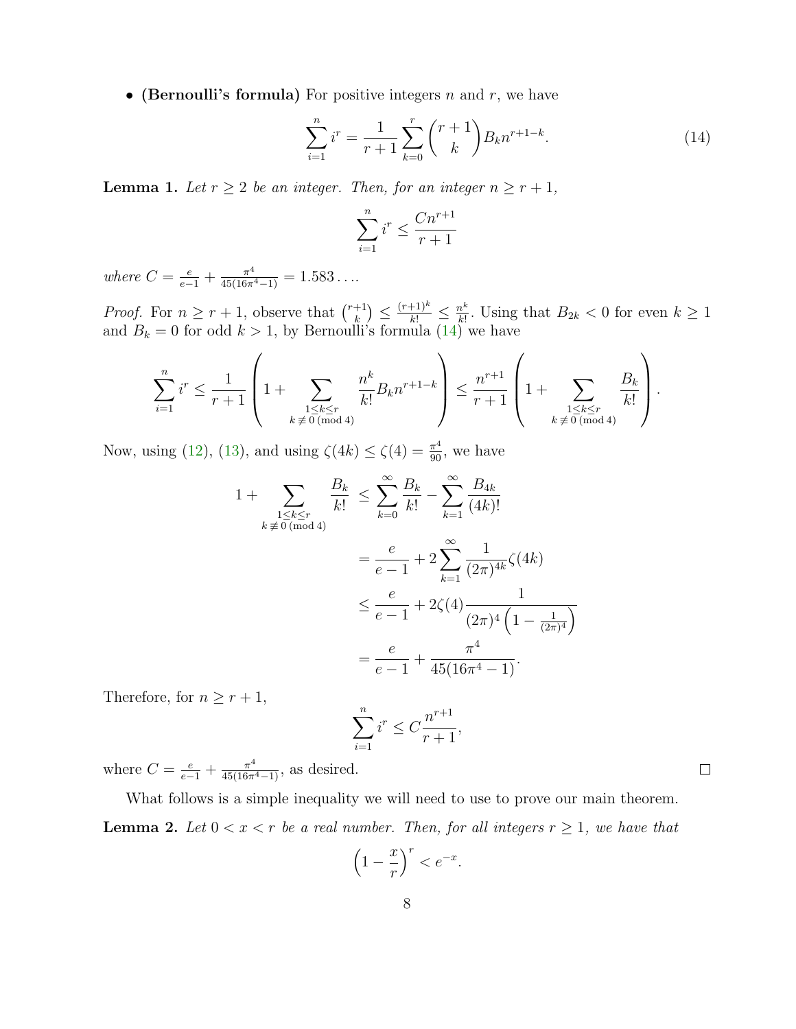- **(Bernoulli's formula)** For positive integers $n$ and $r$, we have

$$\sum_{i=1}^{n} i^r = \frac{1}{r+1}\sum_{k=0}^{r}\binom{r+1}{k}B_k n^{r+1-k}. \tag{14}$$

**Lemma 1.** *Let $r \geq 2$ be an integer. Then, for an integer $n \geq r+1$,*

$$\sum_{i=1}^{n} i^r \leq \frac{Cn^{r+1}}{r+1}$$

*where $C = \frac{e}{e-1} + \frac{\pi^4}{45(16\pi^4-1)} = 1.583\ldots$.*

*Proof.* For $n \geq r+1$, observe that $\binom{r+1}{k} \leq \frac{(r+1)^k}{k!} \leq \frac{n^k}{k!}$. Using that $B_{2k} < 0$ for even $k \geq 1$ and $B_k = 0$ for odd $k > 1$, by Bernoulli's formula (14) we have

$$\sum_{i=1}^{n} i^r \leq \frac{1}{r+1}\left(1 + \sum_{\substack{1\leq k\leq r\\ k\not\equiv 0 \,(\mathrm{mod}\, 4)}} \frac{n^k}{k!}B_k n^{r+1-k}\right) \leq \frac{n^{r+1}}{r+1}\left(1 + \sum_{\substack{1\leq k\leq r\\ k\not\equiv 0 \,(\mathrm{mod}\, 4)}} \frac{B_k}{k!}\right).$$

Now, using (12), (13), and using $\zeta(4k) \leq \zeta(4) = \frac{\pi^4}{90}$, we have

$$\begin{aligned}
1 + \sum_{\substack{1\leq k\leq r\\ k\not\equiv 0 \,(\mathrm{mod}\, 4)}} \frac{B_k}{k!} &\leq \sum_{k=0}^{\infty}\frac{B_k}{k!} - \sum_{k=1}^{\infty}\frac{B_{4k}}{(4k)!} \\
&= \frac{e}{e-1} + 2\sum_{k=1}^{\infty}\frac{1}{(2\pi)^{4k}}\zeta(4k) \\
&\leq \frac{e}{e-1} + 2\zeta(4)\frac{1}{(2\pi)^4\left(1-\frac{1}{(2\pi)^4}\right)} \\
&= \frac{e}{e-1} + \frac{\pi^4}{45(16\pi^4-1)}.
\end{aligned}$$

Therefore, for $n \geq r+1$,

$$\sum_{i=1}^{n} i^r \leq C\frac{n^{r+1}}{r+1},$$

where $C = \frac{e}{e-1} + \frac{\pi^4}{45(16\pi^4-1)}$, as desired. □

What follows is a simple inequality we will need to use to prove our main theorem.

**Lemma 2.** *Let $0 < x < r$ be a real number. Then, for all integers $r \geq 1$, we have that*

$$\left(1 - \frac{x}{r}\right)^r < e^{-x}.$$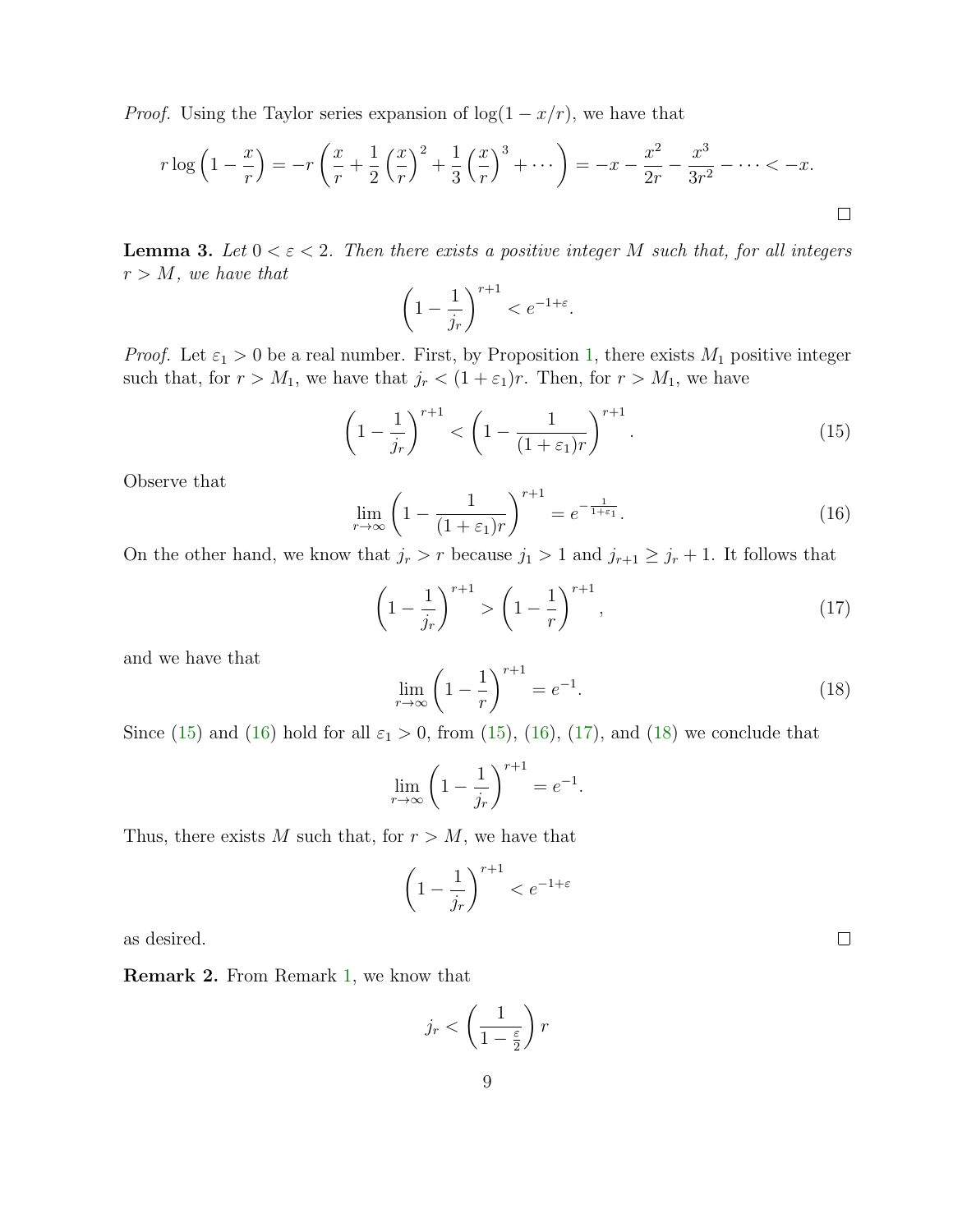*Proof.* Using the Taylor series expansion of $\log(1 - x/r)$, we have that

$$r \log\left(1 - \frac{x}{r}\right) = -r\left(\frac{x}{r} + \frac{1}{2}\left(\frac{x}{r}\right)^2 + \frac{1}{3}\left(\frac{x}{r}\right)^3 + \cdots\right) = -x - \frac{x^2}{2r} - \frac{x^3}{3r^2} - \cdots < -x.$$

□

**Lemma 3.** *Let $0 < \varepsilon < 2$. Then there exists a positive integer $M$ such that, for all integers $r > M$, we have that*

$$\left(1 - \frac{1}{j_r}\right)^{r+1} < e^{-1+\varepsilon}.$$

*Proof.* Let $\varepsilon_1 > 0$ be a real number. First, by Proposition 1, there exists $M_1$ positive integer such that, for $r > M_1$, we have that $j_r < (1 + \varepsilon_1)r$. Then, for $r > M_1$, we have

$$\left(1 - \frac{1}{j_r}\right)^{r+1} < \left(1 - \frac{1}{(1 + \varepsilon_1)r}\right)^{r+1}. \tag{15}$$

Observe that

$$\lim_{r\to\infty} \left(1 - \frac{1}{(1 + \varepsilon_1)r}\right)^{r+1} = e^{-\frac{1}{1+\varepsilon_1}}. \tag{16}$$

On the other hand, we know that $j_r > r$ because $j_1 > 1$ and $j_{r+1} \geq j_r + 1$. It follows that

$$\left(1 - \frac{1}{j_r}\right)^{r+1} > \left(1 - \frac{1}{r}\right)^{r+1}, \tag{17}$$

and we have that

$$\lim_{r\to\infty} \left(1 - \frac{1}{r}\right)^{r+1} = e^{-1}. \tag{18}$$

Since (15) and (16) hold for all $\varepsilon_1 > 0$, from (15), (16), (17), and (18) we conclude that

$$\lim_{r\to\infty} \left(1 - \frac{1}{j_r}\right)^{r+1} = e^{-1}.$$

Thus, there exists $M$ such that, for $r > M$, we have that

$$\left(1 - \frac{1}{j_r}\right)^{r+1} < e^{-1+\varepsilon}$$

as desired. □

**Remark 2.** From Remark 1, we know that

$$j_r < \left(\frac{1}{1 - \frac{\varepsilon}{2}}\right) r$$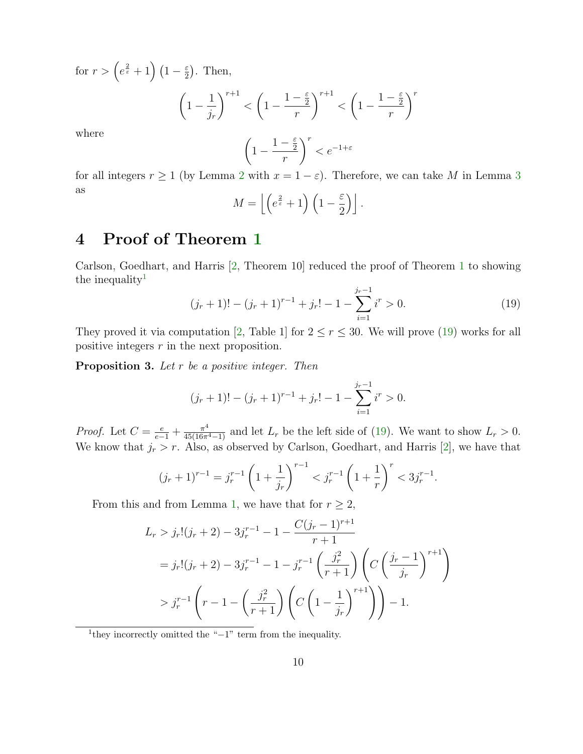for $r > \left(e^{\frac{2}{\varepsilon}} + 1\right)\left(1 - \frac{\varepsilon}{2}\right)$. Then,

$$\left(1 - \frac{1}{j_r}\right)^{r+1} < \left(1 - \frac{1 - \frac{\varepsilon}{2}}{r}\right)^{r+1} < \left(1 - \frac{1 - \frac{\varepsilon}{2}}{r}\right)^{r}$$

where

$$\left(1 - \frac{1 - \frac{\varepsilon}{2}}{r}\right)^{r} < e^{-1+\varepsilon}$$

for all integers $r \geq 1$ (by Lemma 2 with $x = 1 - \varepsilon$). Therefore, we can take $M$ in Lemma 3 as

$$M = \left\lfloor \left(e^{\frac{2}{\varepsilon}} + 1\right)\left(1 - \frac{\varepsilon}{2}\right) \right\rfloor.$$

# 4 Proof of Theorem 1

Carlson, Goedhart, and Harris [2, Theorem 10] reduced the proof of Theorem 1 to showing the inequality[1]

$$(j_r + 1)! - (j_r + 1)^{r-1} + j_r! - 1 - \sum_{i=1}^{j_r - 1} i^r > 0. \tag{19}$$

They proved it via computation [2, Table 1] for $2 \leq r \leq 30$. We will prove (19) works for all positive integers $r$ in the next proposition.

**Proposition 3.** *Let $r$ be a positive integer. Then*

$$(j_r + 1)! - (j_r + 1)^{r-1} + j_r! - 1 - \sum_{i=1}^{j_r - 1} i^r > 0.$$

*Proof.* Let $C = \frac{e}{e-1} + \frac{\pi^4}{45(16\pi^4 - 1)}$ and let $L_r$ be the left side of (19). We want to show $L_r > 0$. We know that $j_r > r$. Also, as observed by Carlson, Goedhart, and Harris [2], we have that

$$(j_r + 1)^{r-1} = j_r^{r-1}\left(1 + \frac{1}{j_r}\right)^{r-1} < j_r^{r-1}\left(1 + \frac{1}{r}\right)^{r} < 3j_r^{r-1}.$$

From this and from Lemma 1, we have that for $r \geq 2$,

$$\begin{aligned}
L_r &> j_r!(j_r + 2) - 3j_r^{r-1} - 1 - \frac{C(j_r - 1)^{r+1}}{r+1} \\
&= j_r!(j_r + 2) - 3j_r^{r-1} - 1 - j_r^{r-1}\left(\frac{j_r^2}{r+1}\right)\left(C\left(\frac{j_r - 1}{j_r}\right)^{r+1}\right) \\
&> j_r^{r-1}\left(r - 1 - \left(\frac{j_r^2}{r+1}\right)\left(C\left(1 - \frac{1}{j_r}\right)^{r+1}\right)\right) - 1.
\end{aligned}$$

[1] they incorrectly omitted the "$-1$" term from the inequality.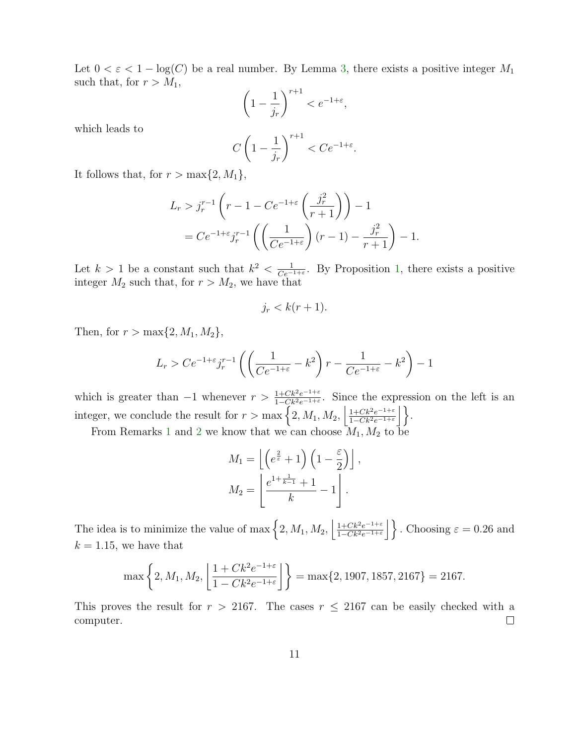Let $0 < \varepsilon < 1 - \log(C)$ be a real number. By Lemma 3, there exists a positive integer $M_1$ such that, for $r > M_1$,

$$\left(1 - \frac{1}{j_r}\right)^{r+1} < e^{-1+\varepsilon},$$

which leads to

$$C\left(1 - \frac{1}{j_r}\right)^{r+1} < Ce^{-1+\varepsilon}.$$

It follows that, for $r > \max\{2, M_1\}$,

$$\begin{aligned}
L_r &> j_r^{r-1}\left(r - 1 - Ce^{-1+\varepsilon}\left(\frac{j_r^2}{r+1}\right)\right) - 1 \\
&= Ce^{-1+\varepsilon} j_r^{r-1}\left(\left(\frac{1}{Ce^{-1+\varepsilon}}\right)(r-1) - \frac{j_r^2}{r+1}\right) - 1.
\end{aligned}$$

Let $k > 1$ be a constant such that $k^2 < \frac{1}{Ce^{-1+\varepsilon}}$. By Proposition 1, there exists a positive integer $M_2$ such that, for $r > M_2$, we have that

$$j_r < k(r+1).$$

Then, for $r > \max\{2, M_1, M_2\}$,

$$L_r > Ce^{-1+\varepsilon} j_r^{r-1}\left(\left(\frac{1}{Ce^{-1+\varepsilon}} - k^2\right) r - \frac{1}{Ce^{-1+\varepsilon}} - k^2\right) - 1$$

which is greater than $-1$ whenever $r > \frac{1+Ck^2e^{-1+\varepsilon}}{1-Ck^2e^{-1+\varepsilon}}$. Since the expression on the left is an integer, we conclude the result for $r > \max\left\{2, M_1, M_2, \left\lfloor \frac{1+Ck^2e^{-1+\varepsilon}}{1-Ck^2e^{-1+\varepsilon}} \right\rfloor\right\}$.

From Remarks 1 and 2 we know that we can choose $M_1, M_2$ to be

$$\begin{aligned}
M_1 &= \left\lfloor \left(e^{\frac{2}{\varepsilon}} + 1\right)\left(1 - \frac{\varepsilon}{2}\right)\right\rfloor, \\
M_2 &= \left\lfloor \frac{e^{1+\frac{1}{k-1}} + 1}{k} - 1 \right\rfloor.
\end{aligned}$$

The idea is to minimize the value of $\max\left\{2, M_1, M_2, \left\lfloor \frac{1+Ck^2e^{-1+\varepsilon}}{1-Ck^2e^{-1+\varepsilon}} \right\rfloor\right\}$. Choosing $\varepsilon = 0.26$ and $k = 1.15$, we have that

$$\max\left\{2, M_1, M_2, \left\lfloor \frac{1+Ck^2e^{-1+\varepsilon}}{1-Ck^2e^{-1+\varepsilon}} \right\rfloor\right\} = \max\{2, 1907, 1857, 2167\} = 2167.$$

This proves the result for $r > 2167$. The cases $r \leq 2167$ can be easily checked with a computer. $\square$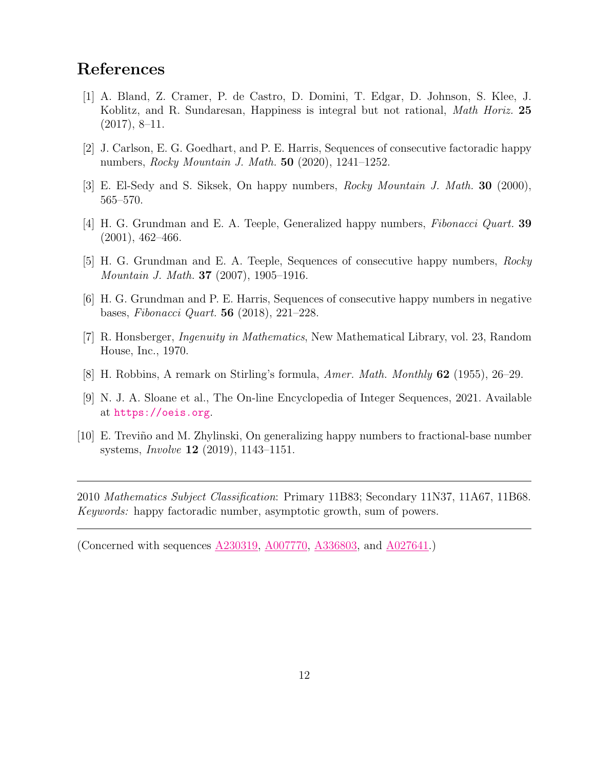## References

[1] A. Bland, Z. Cramer, P. de Castro, D. Domini, T. Edgar, D. Johnson, S. Klee, J. Koblitz, and R. Sundaresan, Happiness is integral but not rational, *Math Horiz.* **25** (2017), 8–11.

[2] J. Carlson, E. G. Goedhart, and P. E. Harris, Sequences of consecutive factoradic happy numbers, *Rocky Mountain J. Math.* **50** (2020), 1241–1252.

[3] E. El-Sedy and S. Siksek, On happy numbers, *Rocky Mountain J. Math.* **30** (2000), 565–570.

[4] H. G. Grundman and E. A. Teeple, Generalized happy numbers, *Fibonacci Quart.* **39** (2001), 462–466.

[5] H. G. Grundman and E. A. Teeple, Sequences of consecutive happy numbers, *Rocky Mountain J. Math.* **37** (2007), 1905–1916.

[6] H. G. Grundman and P. E. Harris, Sequences of consecutive happy numbers in negative bases, *Fibonacci Quart.* **56** (2018), 221–228.

[7] R. Honsberger, *Ingenuity in Mathematics*, New Mathematical Library, vol. 23, Random House, Inc., 1970.

[8] H. Robbins, A remark on Stirling's formula, *Amer. Math. Monthly* **62** (1955), 26–29.

[9] N. J. A. Sloane et al., The On-line Encyclopedia of Integer Sequences, 2021. Available at https://oeis.org.

[10] E. Treviño and M. Zhylinski, On generalizing happy numbers to fractional-base number systems, *Involve* **12** (2019), 1143–1151.

---

2010 *Mathematics Subject Classification*: Primary 11B83; Secondary 11N37, 11A67, 11B68.
*Keywords:* happy factoradic number, asymptotic growth, sum of powers.

---

(Concerned with sequences A230319, A007770, A336803, and A027641.)